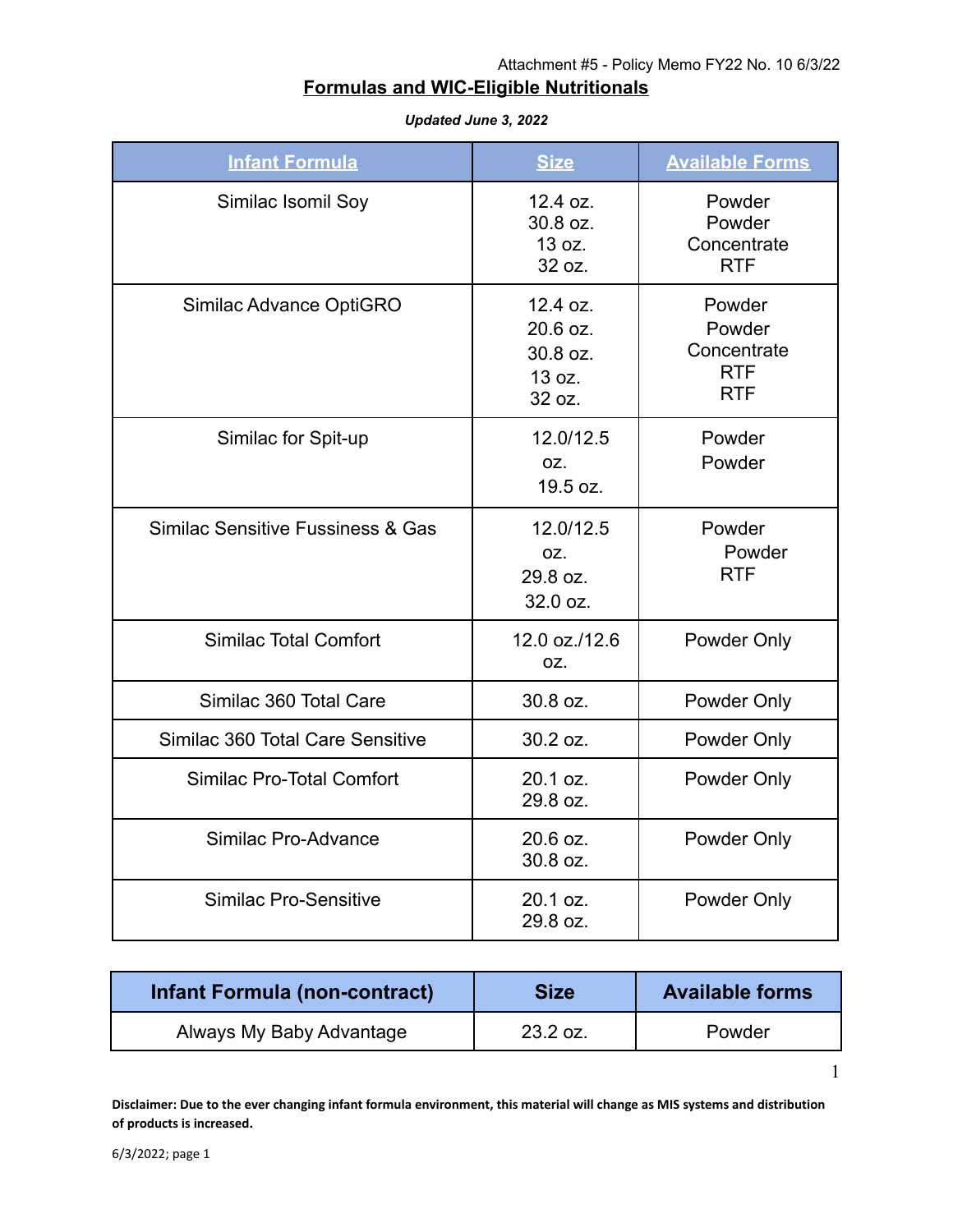Attachment #5 - Policy Memo FY22 No. 10 6/3/22

# Formulas and WIC-Eligible Nutritionals

***Updated June 3, 2022***

| Infant Formula | Size | Available Forms |
|---|---|---|
| Similac Isomil Soy | 12.4 oz.<br>30.8 oz.<br>13 oz.<br>32 oz. | Powder<br>Powder<br>Concentrate<br>RTF |
| Similac Advance OptiGRO | 12.4 oz.<br>20.6 oz.<br>30.8 oz.<br>13 oz.<br>32 oz. | Powder<br>Powder<br>Concentrate<br>RTF<br>RTF |
| Similac for Spit-up | 12.0/12.5 oz.<br>19.5 oz. | Powder<br>Powder |
| Similac Sensitive Fussiness & Gas | 12.0/12.5 oz.<br>29.8 oz.<br>32.0 oz. | Powder<br>Powder<br>RTF |
| Similac Total Comfort | 12.0 oz./12.6 oz. | Powder Only |
| Similac 360 Total Care | 30.8 oz. | Powder Only |
| Similac 360 Total Care Sensitive | 30.2 oz. | Powder Only |
| Similac Pro-Total Comfort | 20.1 oz.<br>29.8 oz. | Powder Only |
| Similac Pro-Advance | 20.6 oz.<br>30.8 oz. | Powder Only |
| Similac Pro-Sensitive | 20.1 oz.<br>29.8 oz. | Powder Only |

| Infant Formula (non-contract) | Size | Available forms |
|---|---|---|
| Always My Baby Advantage | 23.2 oz. | Powder |

**Disclaimer: Due to the ever changing infant formula environment, this material will change as MIS systems and distribution of products is increased.**

6/3/2022; page 1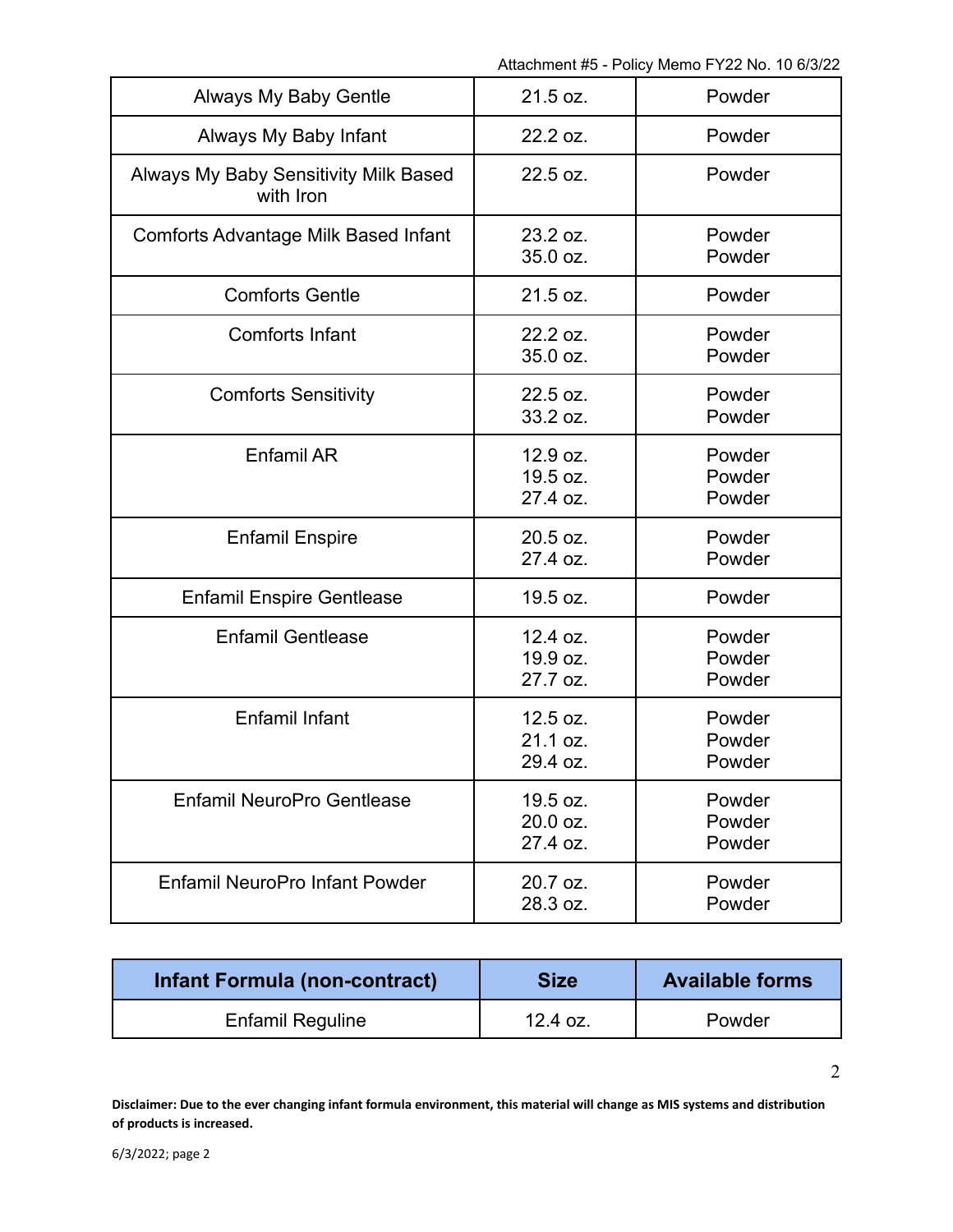| | | |
|---|---|---|
| Always My Baby Gentle | 21.5 oz. | Powder |
| Always My Baby Infant | 22.2 oz. | Powder |
| Always My Baby Sensitivity Milk Based with Iron | 22.5 oz. | Powder |
| Comforts Advantage Milk Based Infant | 23.2 oz.<br>35.0 oz. | Powder<br>Powder |
| Comforts Gentle | 21.5 oz. | Powder |
| Comforts Infant | 22.2 oz.<br>35.0 oz. | Powder<br>Powder |
| Comforts Sensitivity | 22.5 oz.<br>33.2 oz. | Powder<br>Powder |
| Enfamil AR | 12.9 oz.<br>19.5 oz.<br>27.4 oz. | Powder<br>Powder<br>Powder |
| Enfamil Enspire | 20.5 oz.<br>27.4 oz. | Powder<br>Powder |
| Enfamil Enspire Gentlease | 19.5 oz. | Powder |
| Enfamil Gentlease | 12.4 oz.<br>19.9 oz.<br>27.7 oz. | Powder<br>Powder<br>Powder |
| Enfamil Infant | 12.5 oz.<br>21.1 oz.<br>29.4 oz. | Powder<br>Powder<br>Powder |
| Enfamil NeuroPro Gentlease | 19.5 oz.<br>20.0 oz.<br>27.4 oz. | Powder<br>Powder<br>Powder |
| Enfamil NeuroPro Infant Powder | 20.7 oz.<br>28.3 oz. | Powder<br>Powder |

| Infant Formula (non-contract) | Size | Available forms |
|---|---|---|
| Enfamil Reguline | 12.4 oz. | Powder |

**Disclaimer: Due to the ever changing infant formula environment, this material will change as MIS systems and distribution of products is increased.**

6/3/2022; page 2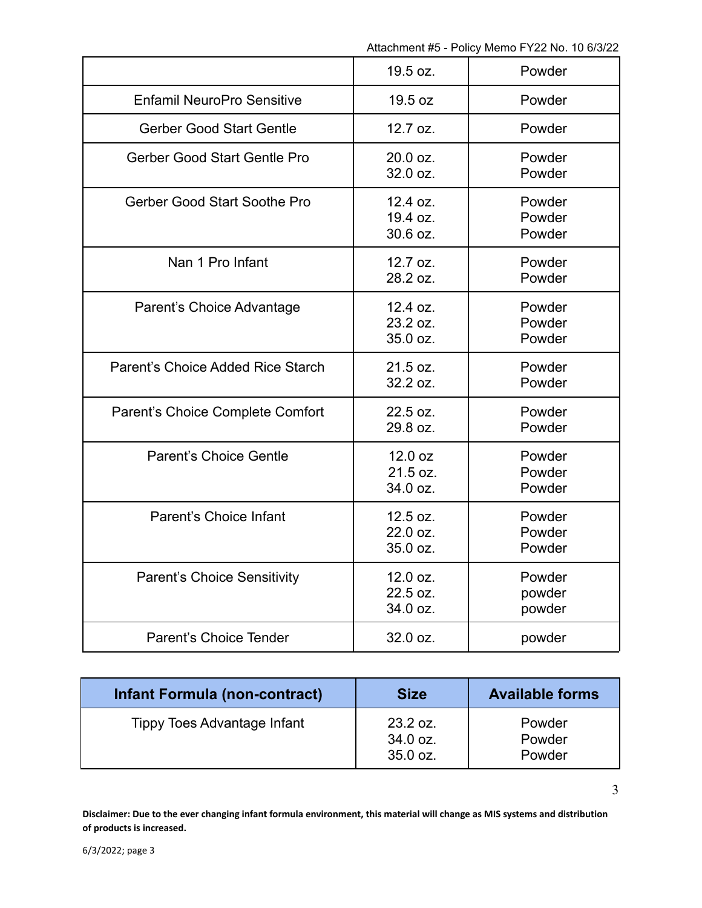| | | |
|---|---|---|
| | 19.5 oz. | Powder |
| Enfamil NeuroPro Sensitive | 19.5 oz | Powder |
| Gerber Good Start Gentle | 12.7 oz. | Powder |
| Gerber Good Start Gentle Pro | 20.0 oz.<br>32.0 oz. | Powder<br>Powder |
| Gerber Good Start Soothe Pro | 12.4 oz.<br>19.4 oz.<br>30.6 oz. | Powder<br>Powder<br>Powder |
| Nan 1 Pro Infant | 12.7 oz.<br>28.2 oz. | Powder<br>Powder |
| Parent's Choice Advantage | 12.4 oz.<br>23.2 oz.<br>35.0 oz. | Powder<br>Powder<br>Powder |
| Parent's Choice Added Rice Starch | 21.5 oz.<br>32.2 oz. | Powder<br>Powder |
| Parent's Choice Complete Comfort | 22.5 oz.<br>29.8 oz. | Powder<br>Powder |
| Parent's Choice Gentle | 12.0 oz<br>21.5 oz.<br>34.0 oz. | Powder<br>Powder<br>Powder |
| Parent's Choice Infant | 12.5 oz.<br>22.0 oz.<br>35.0 oz. | Powder<br>Powder<br>Powder |
| Parent's Choice Sensitivity | 12.0 oz.<br>22.5 oz.<br>34.0 oz. | Powder<br>powder<br>powder |
| Parent's Choice Tender | 32.0 oz. | powder |

| Infant Formula (non-contract) | Size | Available forms |
|---|---|---|
| Tippy Toes Advantage Infant | 23.2 oz.<br>34.0 oz.<br>35.0 oz. | Powder<br>Powder<br>Powder |

**Disclaimer: Due to the ever changing infant formula environment, this material will change as MIS systems and distribution of products is increased.**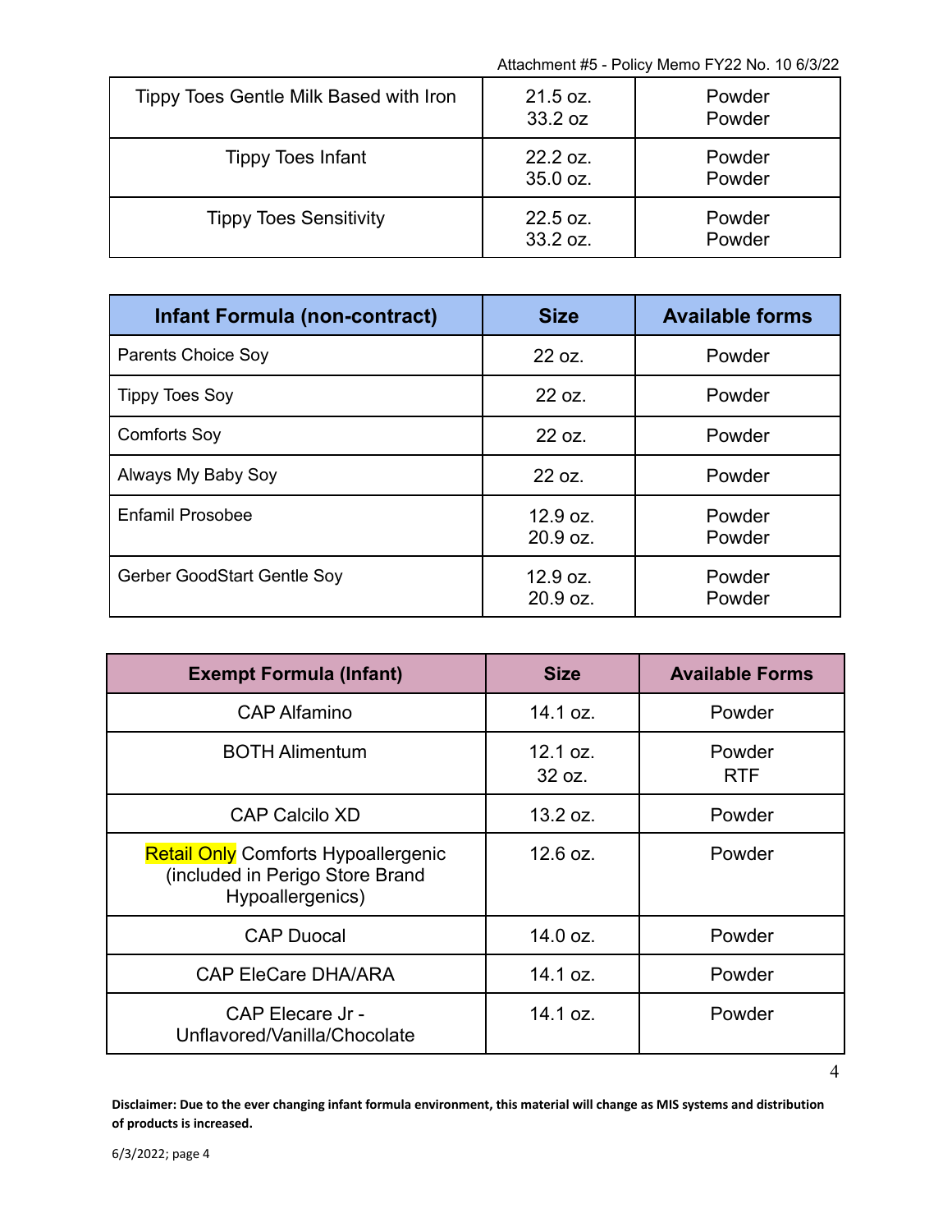| | | |
|---|---|---|
| Tippy Toes Gentle Milk Based with Iron | 21.5 oz.<br>33.2 oz | Powder<br>Powder |
| Tippy Toes Infant | 22.2 oz.<br>35.0 oz. | Powder<br>Powder |
| Tippy Toes Sensitivity | 22.5 oz.<br>33.2 oz. | Powder<br>Powder |

| Infant Formula (non-contract) | Size | Available forms |
|---|---|---|
| Parents Choice Soy | 22 oz. | Powder |
| Tippy Toes Soy | 22 oz. | Powder |
| Comforts Soy | 22 oz. | Powder |
| Always My Baby Soy | 22 oz. | Powder |
| Enfamil Prosobee | 12.9 oz.<br>20.9 oz. | Powder<br>Powder |
| Gerber GoodStart Gentle Soy | 12.9 oz.<br>20.9 oz. | Powder<br>Powder |

| Exempt Formula (Infant) | Size | Available Forms |
|---|---|---|
| CAP Alfamino | 14.1 oz. | Powder |
| BOTH Alimentum | 12.1 oz.<br>32 oz. | Powder<br>RTF |
| CAP Calcilo XD | 13.2 oz. | Powder |
| Retail Only Comforts Hypoallergenic (included in Perigo Store Brand Hypoallergenics) | 12.6 oz. | Powder |
| CAP Duocal | 14.0 oz. | Powder |
| CAP EleCare DHA/ARA | 14.1 oz. | Powder |
| CAP Elecare Jr - Unflavored/Vanilla/Chocolate | 14.1 oz. | Powder |

**Disclaimer: Due to the ever changing infant formula environment, this material will change as MIS systems and distribution of products is increased.**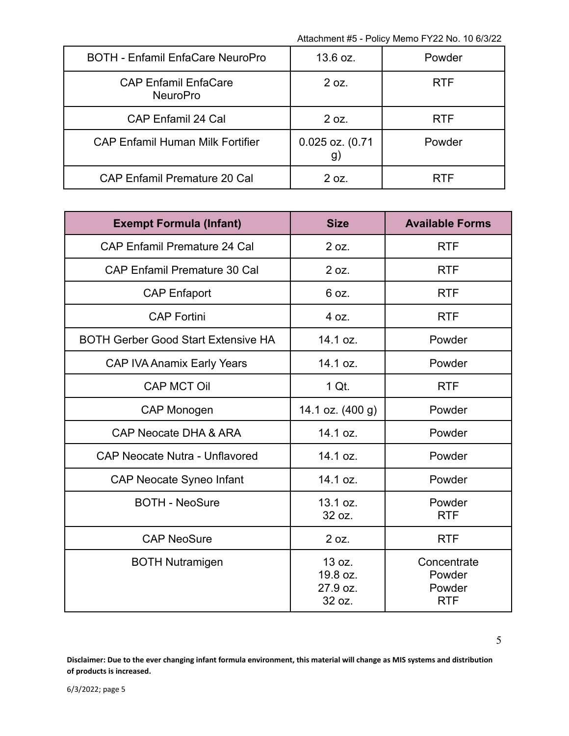| BOTH - Enfamil EnfaCare NeuroPro | 13.6 oz. | Powder |
|---|---|---|
| CAP Enfamil EnfaCare NeuroPro | 2 oz. | RTF |
| CAP Enfamil 24 Cal | 2 oz. | RTF |
| CAP Enfamil Human Milk Fortifier | 0.025 oz. (0.71 g) | Powder |
| CAP Enfamil Premature 20 Cal | 2 oz. | RTF |

| Exempt Formula (Infant) | Size | Available Forms |
|---|---|---|
| CAP Enfamil Premature 24 Cal | 2 oz. | RTF |
| CAP Enfamil Premature 30 Cal | 2 oz. | RTF |
| CAP Enfaport | 6 oz. | RTF |
| CAP Fortini | 4 oz. | RTF |
| BOTH Gerber Good Start Extensive HA | 14.1 oz. | Powder |
| CAP IVA Anamix Early Years | 14.1 oz. | Powder |
| CAP MCT Oil | 1 Qt. | RTF |
| CAP Monogen | 14.1 oz. (400 g) | Powder |
| CAP Neocate DHA & ARA | 14.1 oz. | Powder |
| CAP Neocate Nutra - Unflavored | 14.1 oz. | Powder |
| CAP Neocate Syneo Infant | 14.1 oz. | Powder |
| BOTH - NeoSure | 13.1 oz.<br>32 oz. | Powder<br>RTF |
| CAP NeoSure | 2 oz. | RTF |
| BOTH Nutramigen | 13 oz.<br>19.8 oz.<br>27.9 oz.<br>32 oz. | Concentrate<br>Powder<br>Powder<br>RTF |

**Disclaimer: Due to the ever changing infant formula environment, this material will change as MIS systems and distribution of products is increased.**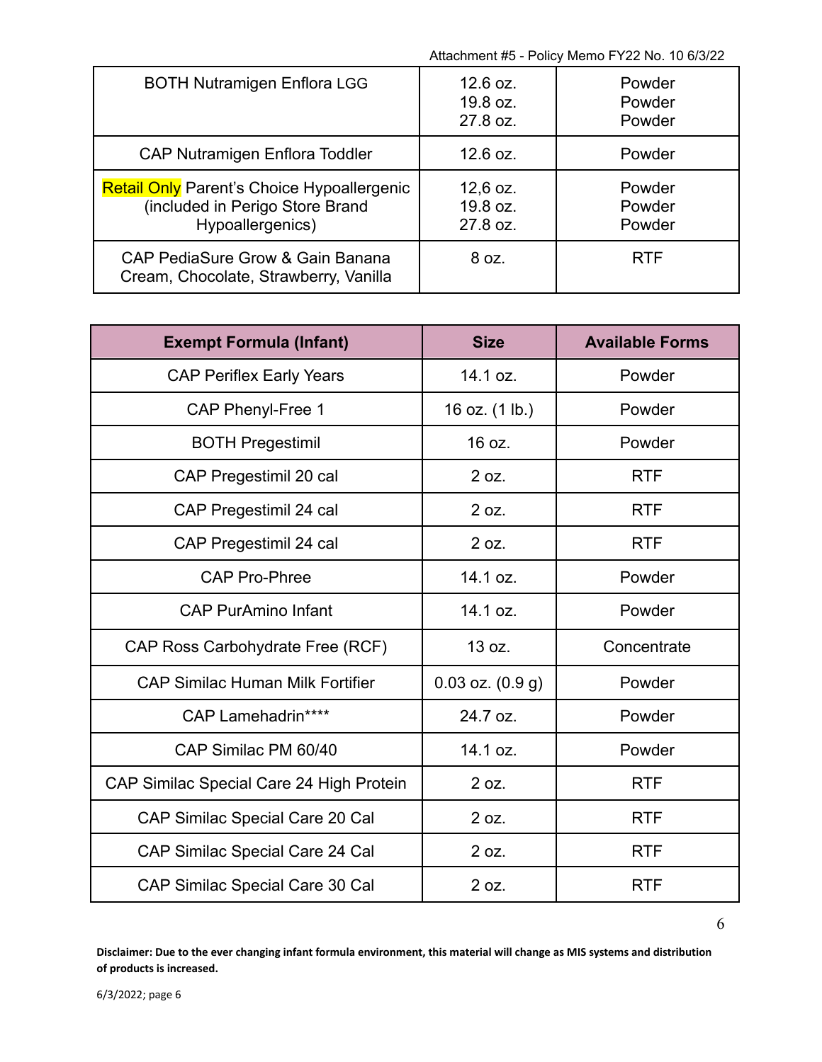| | | |
|---|---|---|
| BOTH Nutramigen Enflora LGG | 12.6 oz.<br>19.8 oz.<br>27.8 oz. | Powder<br>Powder<br>Powder |
| CAP Nutramigen Enflora Toddler | 12.6 oz. | Powder |
| Retail Only Parent's Choice Hypoallergenic (included in Perigo Store Brand Hypoallergenics) | 12,6 oz.<br>19.8 oz.<br>27.8 oz. | Powder<br>Powder<br>Powder |
| CAP PediaSure Grow & Gain Banana Cream, Chocolate, Strawberry, Vanilla | 8 oz. | RTF |

| Exempt Formula (Infant) | Size | Available Forms |
|---|---|---|
| CAP Periflex Early Years | 14.1 oz. | Powder |
| CAP Phenyl-Free 1 | 16 oz. (1 lb.) | Powder |
| BOTH Pregestimil | 16 oz. | Powder |
| CAP Pregestimil 20 cal | 2 oz. | RTF |
| CAP Pregestimil 24 cal | 2 oz. | RTF |
| CAP Pregestimil 24 cal | 2 oz. | RTF |
| CAP Pro-Phree | 14.1 oz. | Powder |
| CAP PurAmino Infant | 14.1 oz. | Powder |
| CAP Ross Carbohydrate Free (RCF) | 13 oz. | Concentrate |
| CAP Similac Human Milk Fortifier | 0.03 oz. (0.9 g) | Powder |
| CAP Lamehadrin**** | 24.7 oz. | Powder |
| CAP Similac PM 60/40 | 14.1 oz. | Powder |
| CAP Similac Special Care 24 High Protein | 2 oz. | RTF |
| CAP Similac Special Care 20 Cal | 2 oz. | RTF |
| CAP Similac Special Care 24 Cal | 2 oz. | RTF |
| CAP Similac Special Care 30 Cal | 2 oz. | RTF |

**Disclaimer: Due to the ever changing infant formula environment, this material will change as MIS systems and distribution of products is increased.**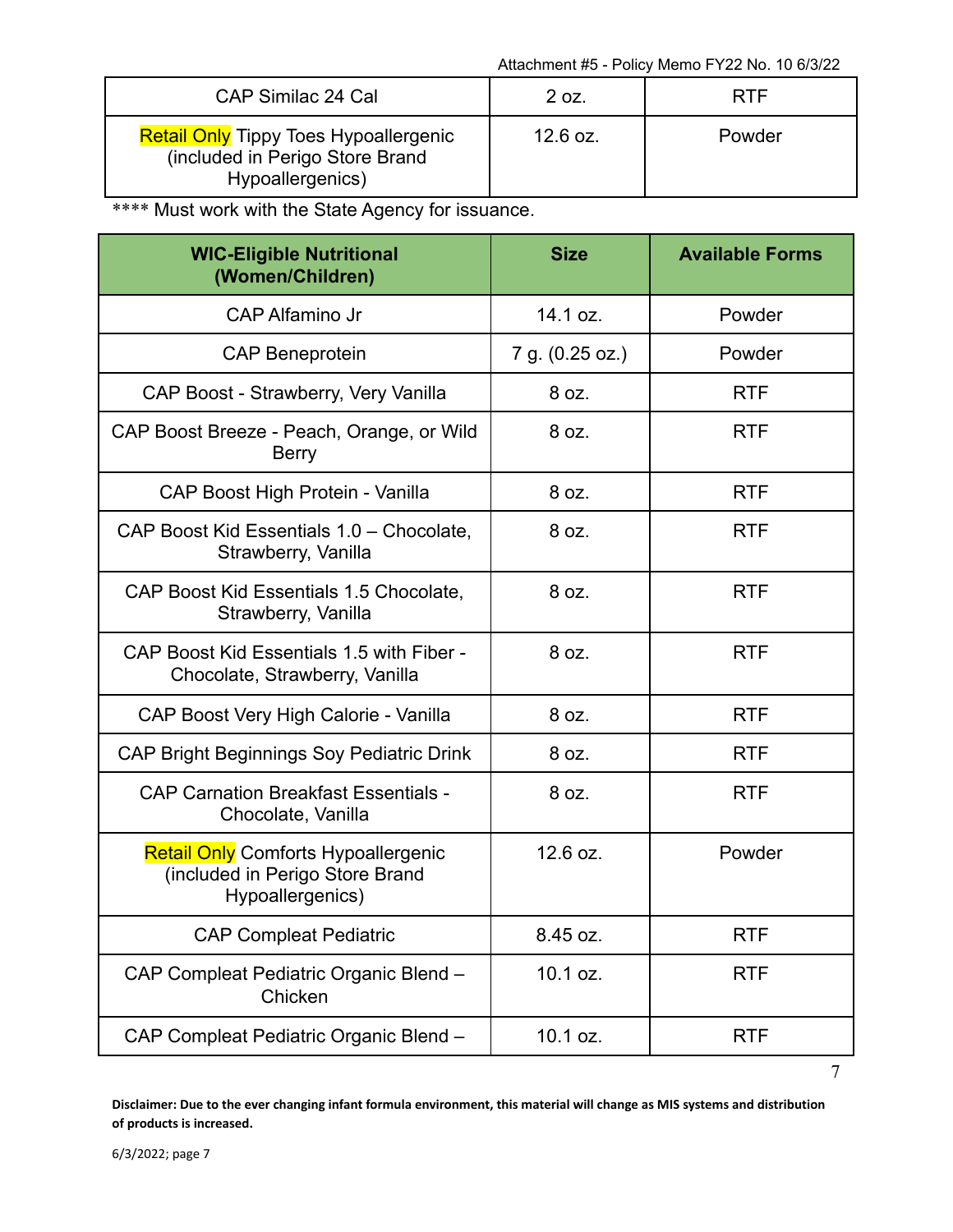| CAP Similac 24 Cal | 2 oz. | RTF |
| --- | --- | --- |
| Retail Only Tippy Toes Hypoallergenic (included in Perigo Store Brand Hypoallergenics) | 12.6 oz. | Powder |

**** Must work with the State Agency for issuance.

| WIC-Eligible Nutritional (Women/Children) | Size | Available Forms |
| --- | --- | --- |
| CAP Alfamino Jr | 14.1 oz. | Powder |
| CAP Beneprotein | 7 g. (0.25 oz.) | Powder |
| CAP Boost - Strawberry, Very Vanilla | 8 oz. | RTF |
| CAP Boost Breeze - Peach, Orange, or Wild Berry | 8 oz. | RTF |
| CAP Boost High Protein - Vanilla | 8 oz. | RTF |
| CAP Boost Kid Essentials 1.0 – Chocolate, Strawberry, Vanilla | 8 oz. | RTF |
| CAP Boost Kid Essentials 1.5 Chocolate, Strawberry, Vanilla | 8 oz. | RTF |
| CAP Boost Kid Essentials 1.5 with Fiber - Chocolate, Strawberry, Vanilla | 8 oz. | RTF |
| CAP Boost Very High Calorie - Vanilla | 8 oz. | RTF |
| CAP Bright Beginnings Soy Pediatric Drink | 8 oz. | RTF |
| CAP Carnation Breakfast Essentials - Chocolate, Vanilla | 8 oz. | RTF |
| Retail Only Comforts Hypoallergenic (included in Perigo Store Brand Hypoallergenics) | 12.6 oz. | Powder |
| CAP Compleat Pediatric | 8.45 oz. | RTF |
| CAP Compleat Pediatric Organic Blend – Chicken | 10.1 oz. | RTF |
| CAP Compleat Pediatric Organic Blend – | 10.1 oz. | RTF |

**Disclaimer: Due to the ever changing infant formula environment, this material will change as MIS systems and distribution of products is increased.**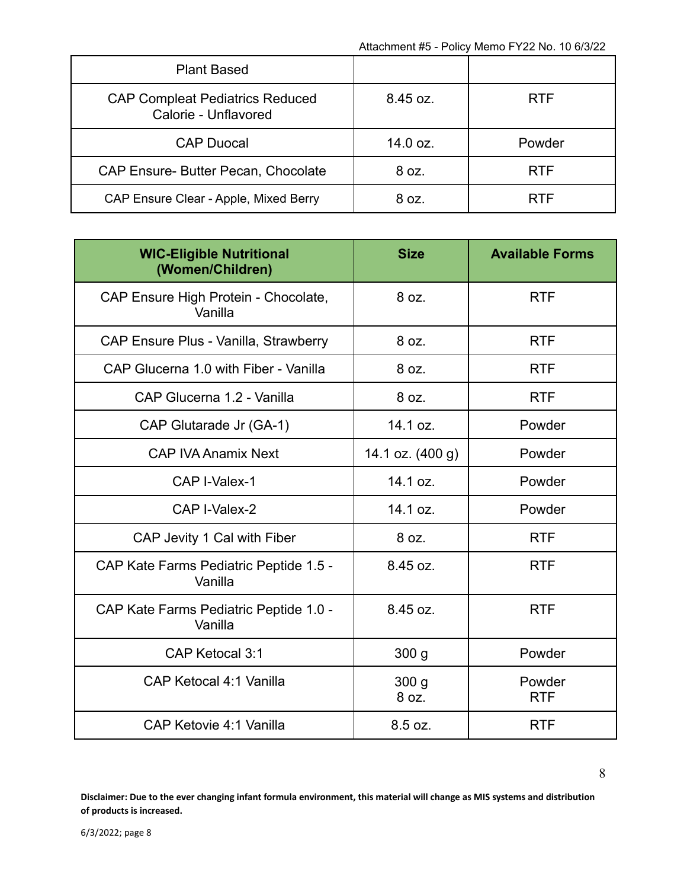| Plant Based | | |
|---|---|---|
| CAP Compleat Pediatrics Reduced Calorie - Unflavored | 8.45 oz. | RTF |
| CAP Duocal | 14.0 oz. | Powder |
| CAP Ensure- Butter Pecan, Chocolate | 8 oz. | RTF |
| CAP Ensure Clear - Apple, Mixed Berry | 8 oz. | RTF |

| **WIC-Eligible Nutritional (Women/Children)** | **Size** | **Available Forms** |
|---|---|---|
| CAP Ensure High Protein - Chocolate, Vanilla | 8 oz. | RTF |
| CAP Ensure Plus - Vanilla, Strawberry | 8 oz. | RTF |
| CAP Glucerna 1.0 with Fiber - Vanilla | 8 oz. | RTF |
| CAP Glucerna 1.2 - Vanilla | 8 oz. | RTF |
| CAP Glutarade Jr (GA-1) | 14.1 oz. | Powder |
| CAP IVA Anamix Next | 14.1 oz. (400 g) | Powder |
| CAP I-Valex-1 | 14.1 oz. | Powder |
| CAP I-Valex-2 | 14.1 oz. | Powder |
| CAP Jevity 1 Cal with Fiber | 8 oz. | RTF |
| CAP Kate Farms Pediatric Peptide 1.5 - Vanilla | 8.45 oz. | RTF |
| CAP Kate Farms Pediatric Peptide 1.0 - Vanilla | 8.45 oz. | RTF |
| CAP Ketocal 3:1 | 300 g | Powder |
| CAP Ketocal 4:1 Vanilla | 300 g<br>8 oz. | Powder<br>RTF |
| CAP Ketovie 4:1 Vanilla | 8.5 oz. | RTF |

**Disclaimer: Due to the ever changing infant formula environment, this material will change as MIS systems and distribution of products is increased.**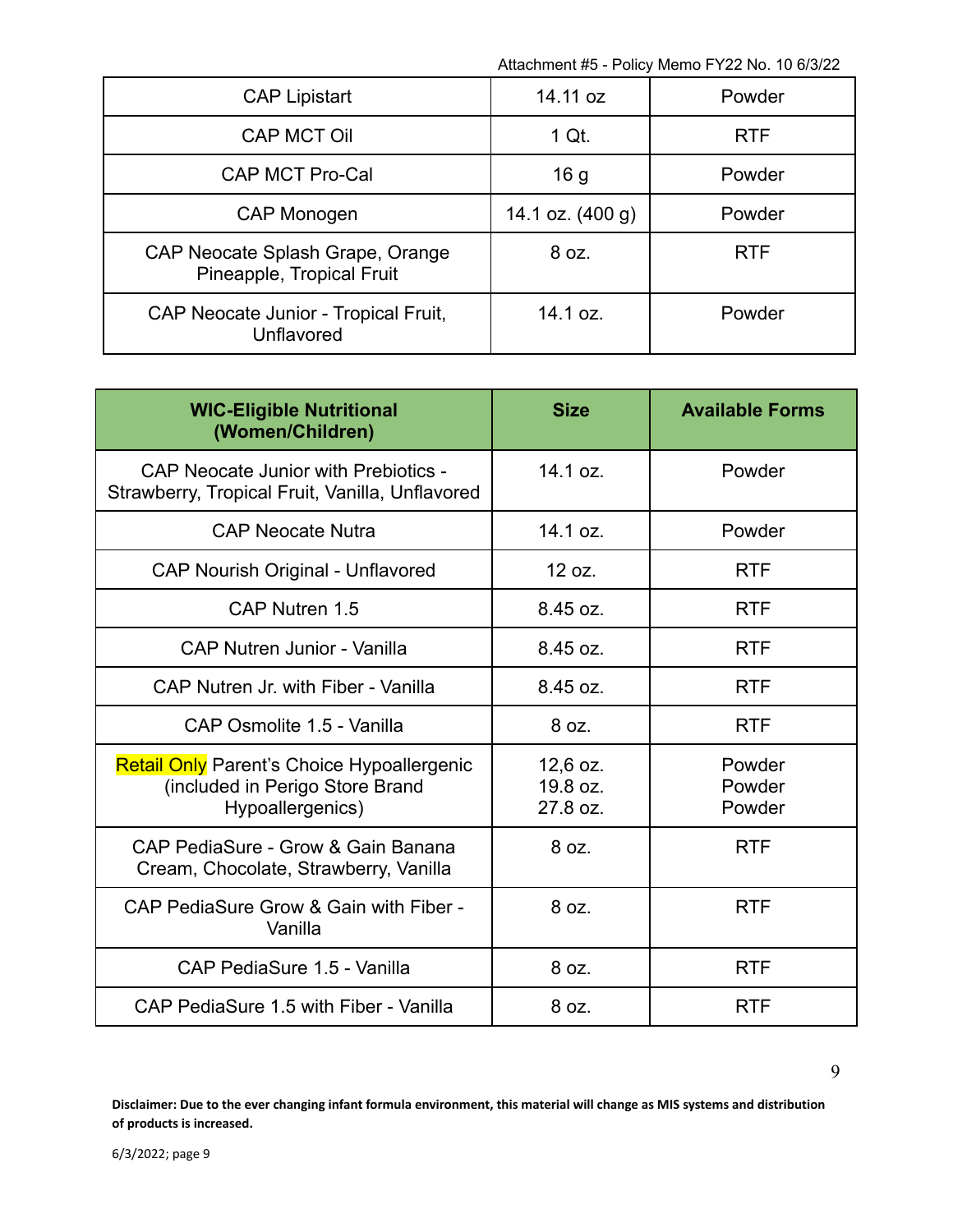| CAP Lipistart | 14.11 oz | Powder |
|---|---|---|
| CAP MCT Oil | 1 Qt. | RTF |
| CAP MCT Pro-Cal | 16 g | Powder |
| CAP Monogen | 14.1 oz. (400 g) | Powder |
| CAP Neocate Splash Grape, Orange Pineapple, Tropical Fruit | 8 oz. | RTF |
| CAP Neocate Junior - Tropical Fruit, Unflavored | 14.1 oz. | Powder |

| WIC-Eligible Nutritional (Women/Children) | Size | Available Forms |
|---|---|---|
| CAP Neocate Junior with Prebiotics - Strawberry, Tropical Fruit, Vanilla, Unflavored | 14.1 oz. | Powder |
| CAP Neocate Nutra | 14.1 oz. | Powder |
| CAP Nourish Original - Unflavored | 12 oz. | RTF |
| CAP Nutren 1.5 | 8.45 oz. | RTF |
| CAP Nutren Junior - Vanilla | 8.45 oz. | RTF |
| CAP Nutren Jr. with Fiber - Vanilla | 8.45 oz. | RTF |
| CAP Osmolite 1.5 - Vanilla | 8 oz. | RTF |
| Retail Only Parent's Choice Hypoallergenic (included in Perigo Store Brand Hypoallergenics) | 12,6 oz.<br>19.8 oz.<br>27.8 oz. | Powder<br>Powder<br>Powder |
| CAP PediaSure - Grow & Gain Banana Cream, Chocolate, Strawberry, Vanilla | 8 oz. | RTF |
| CAP PediaSure Grow & Gain with Fiber - Vanilla | 8 oz. | RTF |
| CAP PediaSure 1.5 - Vanilla | 8 oz. | RTF |
| CAP PediaSure 1.5 with Fiber - Vanilla | 8 oz. | RTF |

**Disclaimer: Due to the ever changing infant formula environment, this material will change as MIS systems and distribution of products is increased.**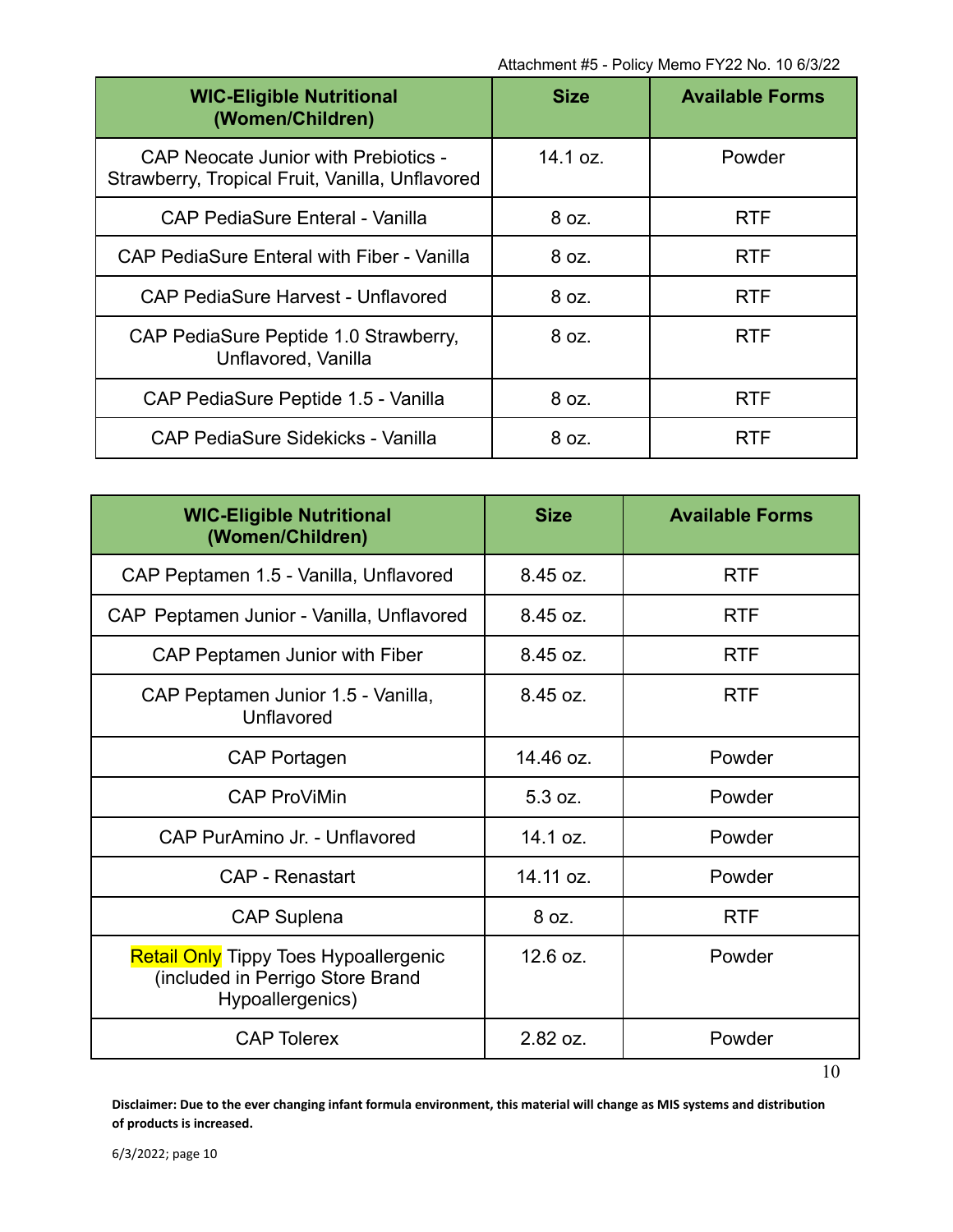| WIC-Eligible Nutritional (Women/Children) | Size | Available Forms |
|---|---|---|
| CAP Neocate Junior with Prebiotics - Strawberry, Tropical Fruit, Vanilla, Unflavored | 14.1 oz. | Powder |
| CAP PediaSure Enteral - Vanilla | 8 oz. | RTF |
| CAP PediaSure Enteral with Fiber - Vanilla | 8 oz. | RTF |
| CAP PediaSure Harvest - Unflavored | 8 oz. | RTF |
| CAP PediaSure Peptide 1.0 Strawberry, Unflavored, Vanilla | 8 oz. | RTF |
| CAP PediaSure Peptide 1.5 - Vanilla | 8 oz. | RTF |
| CAP PediaSure Sidekicks - Vanilla | 8 oz. | RTF |

| WIC-Eligible Nutritional (Women/Children) | Size | Available Forms |
|---|---|---|
| CAP Peptamen 1.5 - Vanilla, Unflavored | 8.45 oz. | RTF |
| CAP Peptamen Junior - Vanilla, Unflavored | 8.45 oz. | RTF |
| CAP Peptamen Junior with Fiber | 8.45 oz. | RTF |
| CAP Peptamen Junior 1.5 - Vanilla, Unflavored | 8.45 oz. | RTF |
| CAP Portagen | 14.46 oz. | Powder |
| CAP ProViMin | 5.3 oz. | Powder |
| CAP PurAmino Jr. - Unflavored | 14.1 oz. | Powder |
| CAP - Renastart | 14.11 oz. | Powder |
| CAP Suplena | 8 oz. | RTF |
| Retail Only Tippy Toes Hypoallergenic (included in Perrigo Store Brand Hypoallergenics) | 12.6 oz. | Powder |
| CAP Tolerex | 2.82 oz. | Powder |

**Disclaimer: Due to the ever changing infant formula environment, this material will change as MIS systems and distribution of products is increased.**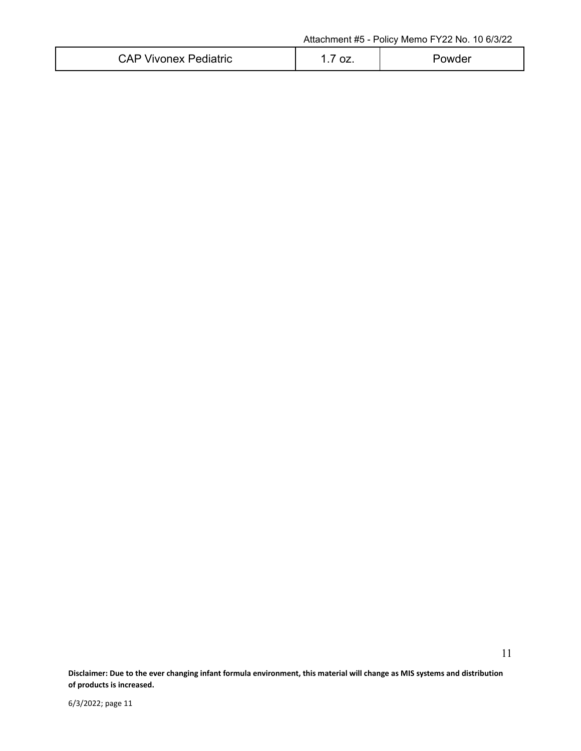| | | |
|---|---|---|
| CAP Vivonex Pediatric | 1.7 oz. | Powder |

**Disclaimer: Due to the ever changing infant formula environment, this material will change as MIS systems and distribution of products is increased.**